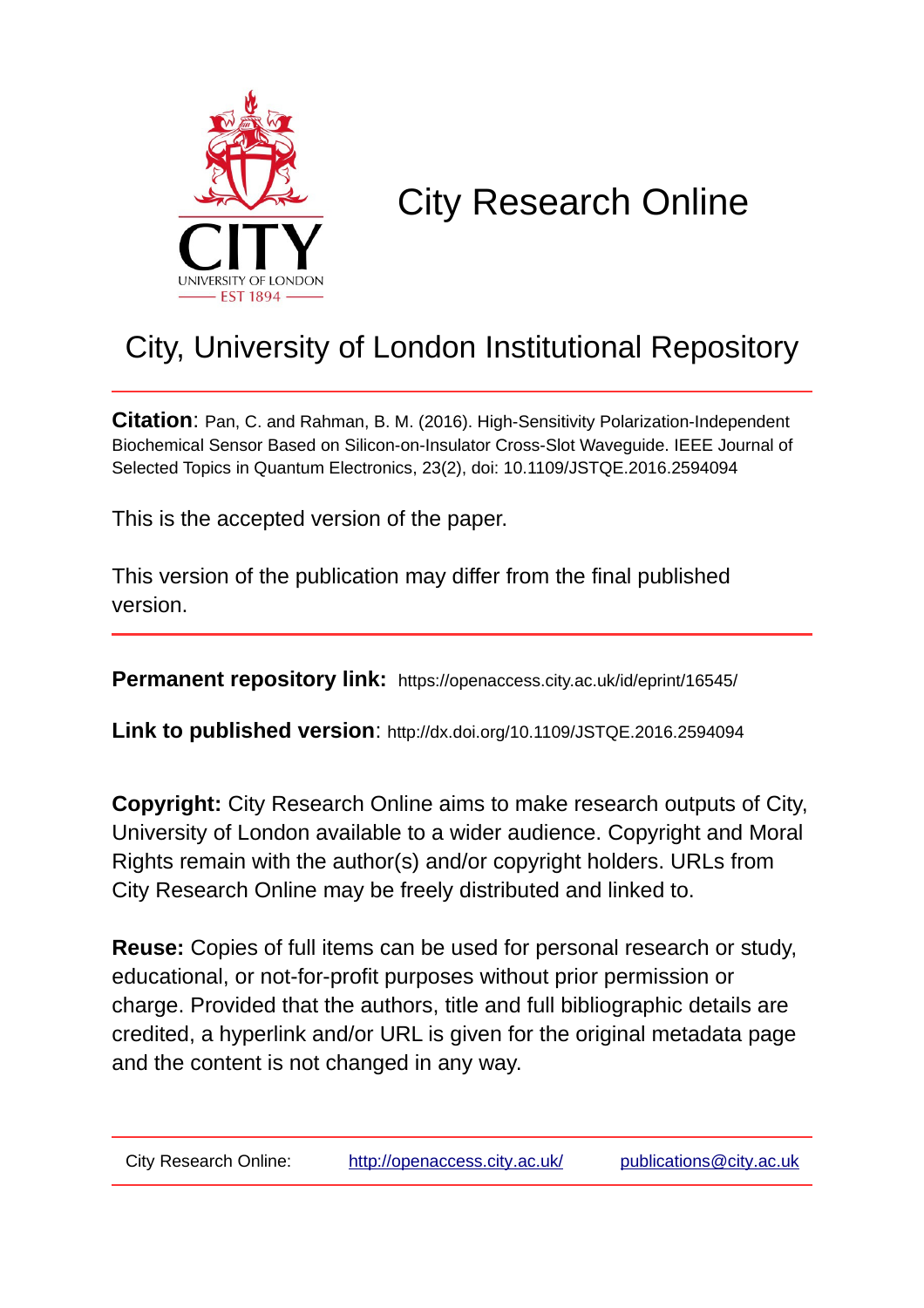# City Research Online

## City, University of London Institutional Repository

**Citation**: Pan, C. and Rahman, B. M. (2016). High-Sensitivity Polarization-Independent Biochemical Sensor Based on Silicon-on-Insulator Cross-Slot Waveguide. IEEE Journal of Selected Topics in Quantum Electronics, 23(2), doi: 10.1109/JSTQE.2016.2594094

This is the accepted version of the paper.

This version of the publication may differ from the final published version.

**Permanent repository link:** https://openaccess.city.ac.uk/id/eprint/16545/

**Link to published version**: http://dx.doi.org/10.1109/JSTQE.2016.2594094

**Copyright:** City Research Online aims to make research outputs of City, University of London available to a wider audience. Copyright and Moral Rights remain with the author(s) and/or copyright holders. URLs from City Research Online may be freely distributed and linked to.

**Reuse:** Copies of full items can be used for personal research or study, educational, or not-for-profit purposes without prior permission or charge. Provided that the authors, title and full bibliographic details are credited, a hyperlink and/or URL is given for the original metadata page and the content is not changed in any way.

City Research Online: http://openaccess.city.ac.uk/ publications@city.ac.uk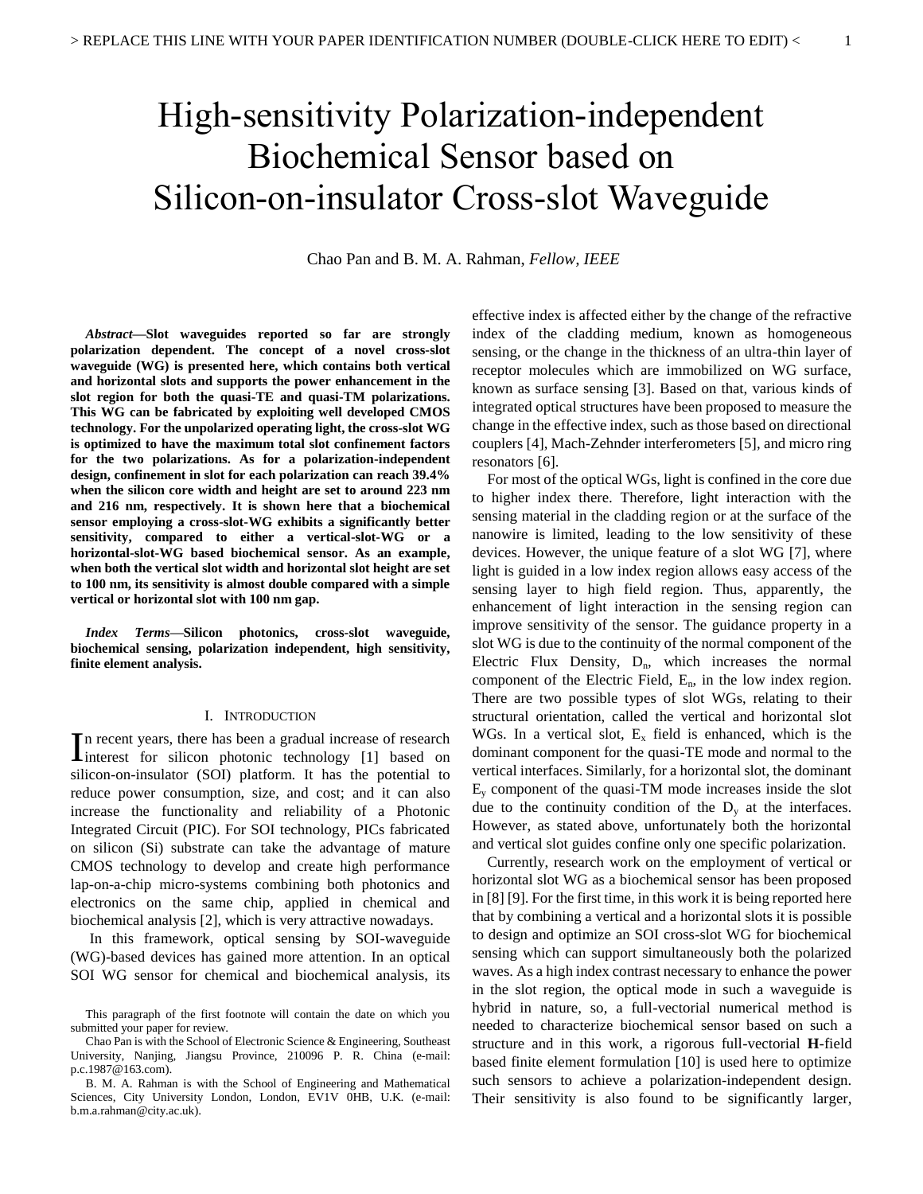# High-sensitivity Polarization-independent Biochemical Sensor based on Silicon-on-insulator Cross-slot Waveguide

Chao Pan and B. M. A. Rahman, *Fellow, IEEE*

***Abstract*—Slot waveguides reported so far are strongly polarization dependent. The concept of a novel cross-slot waveguide (WG) is presented here, which contains both vertical and horizontal slots and supports the power enhancement in the slot region for both the quasi-TE and quasi-TM polarizations. This WG can be fabricated by exploiting well developed CMOS technology. For the unpolarized operating light, the cross-slot WG is optimized to have the maximum total slot confinement factors for the two polarizations. As for a polarization-independent design, confinement in slot for each polarization can reach 39.4% when the silicon core width and height are set to around 223 nm and 216 nm, respectively. It is shown here that a biochemical sensor employing a cross-slot-WG exhibits a significantly better sensitivity, compared to either a vertical-slot-WG or a horizontal-slot-WG based biochemical sensor. As an example, when both the vertical slot width and horizontal slot height are set to 100 nm, its sensitivity is almost double compared with a simple vertical or horizontal slot with 100 nm gap.**

***Index Terms*—Silicon photonics, cross-slot waveguide, biochemical sensing, polarization independent, high sensitivity, finite element analysis.**

## I. Introduction

In recent years, there has been a gradual increase of research interest for silicon photonic technology [1] based on silicon-on-insulator (SOI) platform. It has the potential to reduce power consumption, size, and cost; and it can also increase the functionality and reliability of a Photonic Integrated Circuit (PIC). For SOI technology, PICs fabricated on silicon (Si) substrate can take the advantage of mature CMOS technology to develop and create high performance lap-on-a-chip micro-systems combining both photonics and electronics on the same chip, applied in chemical and biochemical analysis [2], which is very attractive nowadays.

In this framework, optical sensing by SOI-waveguide (WG)-based devices has gained more attention. In an optical SOI WG sensor for chemical and biochemical analysis, its effective index is affected either by the change of the refractive index of the cladding medium, known as homogeneous sensing, or the change in the thickness of an ultra-thin layer of receptor molecules which are immobilized on WG surface, known as surface sensing [3]. Based on that, various kinds of integrated optical structures have been proposed to measure the change in the effective index, such as those based on directional couplers [4], Mach-Zehnder interferometers [5], and micro ring resonators [6].

For most of the optical WGs, light is confined in the core due to higher index there. Therefore, light interaction with the sensing material in the cladding region or at the surface of the nanowire is limited, leading to the low sensitivity of these devices. However, the unique feature of a slot WG [7], where light is guided in a low index region allows easy access of the sensing layer to high field region. Thus, apparently, the enhancement of light interaction in the sensing region can improve sensitivity of the sensor. The guidance property in a slot WG is due to the continuity of the normal component of the Electric Flux Density, $D_n$, which increases the normal component of the Electric Field, $E_n$, in the low index region. There are two possible types of slot WGs, relating to their structural orientation, called the vertical and horizontal slot WGs. In a vertical slot, $E_x$ field is enhanced, which is the dominant component for the quasi-TE mode and normal to the vertical interfaces. Similarly, for a horizontal slot, the dominant $E_y$ component of the quasi-TM mode increases inside the slot due to the continuity condition of the $D_y$ at the interfaces. However, as stated above, unfortunately both the horizontal and vertical slot guides confine only one specific polarization.

Currently, research work on the employment of vertical or horizontal slot WG as a biochemical sensor has been proposed in [8] [9]. For the first time, in this work it is being reported here that by combining a vertical and a horizontal slots it is possible to design and optimize an SOI cross-slot WG for biochemical sensing which can support simultaneously both the polarized waves. As a high index contrast necessary to enhance the power in the slot region, the optical mode in such a waveguide is hybrid in nature, so, a full-vectorial numerical method is needed to characterize biochemical sensor based on such a structure and in this work, a rigorous full-vectorial **H**-field based finite element formulation [10] is used here to optimize such sensors to achieve a polarization-independent design. Their sensitivity is also found to be significantly larger,

This paragraph of the first footnote will contain the date on which you submitted your paper for review.

Chao Pan is with the School of Electronic Science & Engineering, Southeast University, Nanjing, Jiangsu Province, 210096 P. R. China (e-mail: p.c.1987@163.com).

B. M. A. Rahman is with the School of Engineering and Mathematical Sciences, City University London, London, EV1V 0HB, U.K. (e-mail: b.m.a.rahman@city.ac.uk).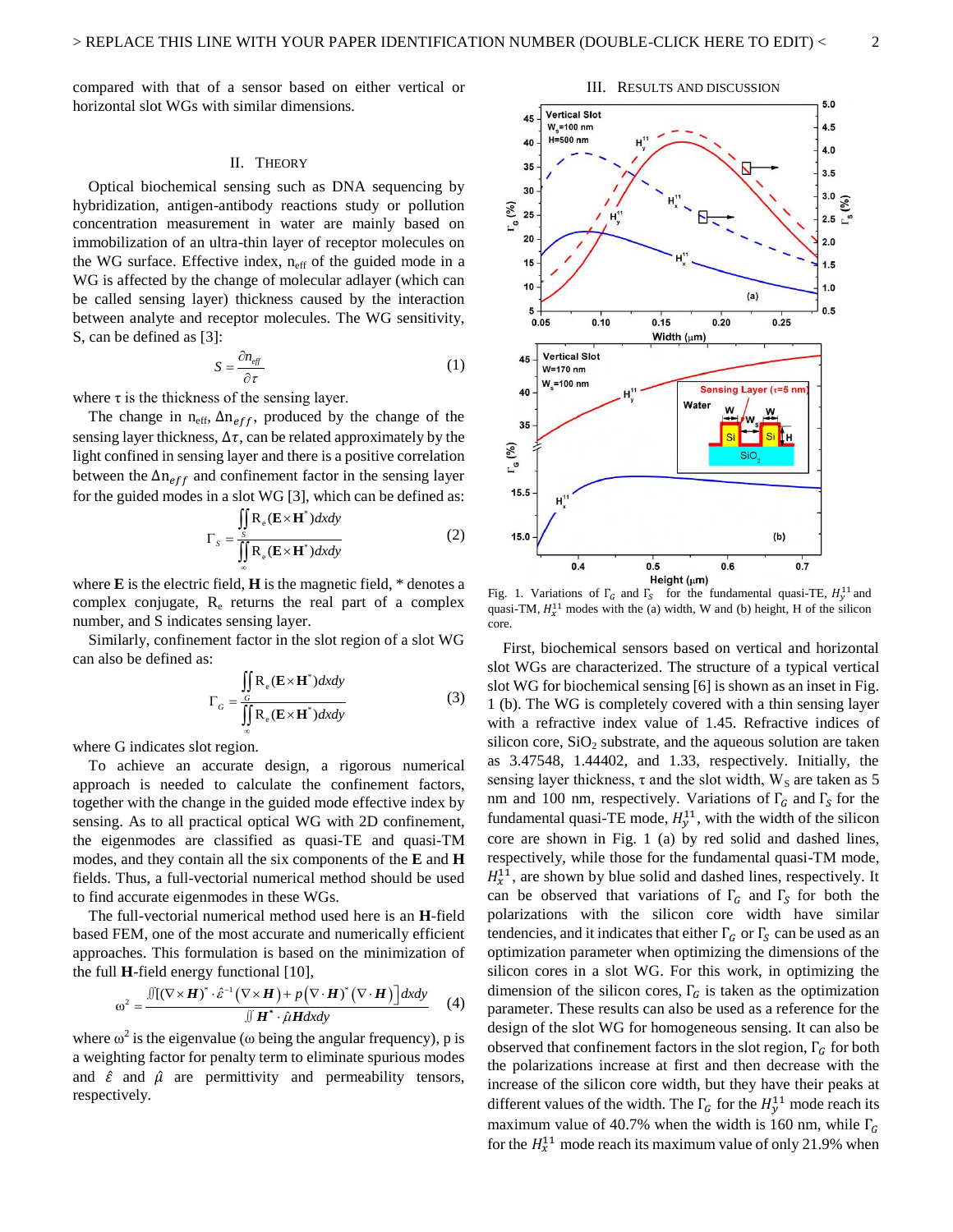compared with that of a sensor based on either vertical or horizontal slot WGs with similar dimensions.

## II. Theory

Optical biochemical sensing such as DNA sequencing by hybridization, antigen-antibody reactions study or pollution concentration measurement in water are mainly based on immobilization of an ultra-thin layer of receptor molecules on the WG surface. Effective index, $n_{eff}$ of the guided mode in a WG is affected by the change of molecular adlayer (which can be called sensing layer) thickness caused by the interaction between analyte and receptor molecules. The WG sensitivity, S, can be defined as [3]:

$$S = \frac{\partial n_{eff}}{\partial \tau} \tag{1}$$

where $\tau$ is the thickness of the sensing layer.

The change in $n_{eff}$, $\Delta n_{eff}$, produced by the change of the sensing layer thickness, $\Delta\tau$, can be related approximately by the light confined in sensing layer and there is a positive correlation between the $\Delta n_{eff}$ and confinement factor in the sensing layer for the guided modes in a slot WG [3], which can be defined as:

$$\Gamma_S = \frac{\iint_S \mathrm{R_e}(\mathbf{E}\times\mathbf{H}^*)dxdy}{\iint_\infty \mathrm{R_e}(\mathbf{E}\times\mathbf{H}^*)dxdy} \tag{2}$$

where **E** is the electric field, **H** is the magnetic field, * denotes a complex conjugate, $\mathrm{R_e}$ returns the real part of a complex number, and S indicates sensing layer.

Similarly, confinement factor in the slot region of a slot WG can also be defined as:

$$\Gamma_G = \frac{\iint_G \mathrm{R_e}(\mathbf{E}\times\mathbf{H}^*)dxdy}{\iint_\infty \mathrm{R_e}(\mathbf{E}\times\mathbf{H}^*)dxdy} \tag{3}$$

where G indicates slot region.

To achieve an accurate design, a rigorous numerical approach is needed to calculate the confinement factors, together with the change in the guided mode effective index by sensing. As to all practical optical WG with 2D confinement, the eigenmodes are classified as quasi-TE and quasi-TM modes, and they contain all the six components of the **E** and **H** fields. Thus, a full-vectorial numerical method should be used to find accurate eigenmodes in these WGs.

The full-vectorial numerical method used here is an **H**-field based FEM, one of the most accurate and numerically efficient approaches. This formulation is based on the minimization of the full **H**-field energy functional [10],

$$\omega^2 = \frac{\iint [(\nabla\times\boldsymbol{H})^*\cdot\hat{\varepsilon}^{-1}(\nabla\times\boldsymbol{H}) + p(\nabla\cdot\boldsymbol{H})^*(\nabla\cdot\boldsymbol{H})]dxdy}{\iint \boldsymbol{H}^*\cdot\hat{\mu}\boldsymbol{H}dxdy} \tag{4}$$

where $\omega^2$ is the eigenvalue ($\omega$ being the angular frequency), p is a weighting factor for penalty term to eliminate spurious modes and $\hat{\varepsilon}$ and $\hat{\mu}$ are permittivity and permeability tensors, respectively.

## III. Results and Discussion

Fig. 1. Variations of $\Gamma_G$ and $\Gamma_S$ for the fundamental quasi-TE, $H_y^{11}$ and quasi-TM, $H_x^{11}$ modes with the (a) width, W and (b) height, H of the silicon core.

First, biochemical sensors based on vertical and horizontal slot WGs are characterized. The structure of a typical vertical slot WG for biochemical sensing [6] is shown as an inset in Fig. 1 (b). The WG is completely covered with a thin sensing layer with a refractive index value of 1.45. Refractive indices of silicon core, $SiO_2$ substrate, and the aqueous solution are taken as 3.47548, 1.44402, and 1.33, respectively. Initially, the sensing layer thickness, $\tau$ and the slot width, $W_S$ are taken as 5 nm and 100 nm, respectively. Variations of $\Gamma_G$ and $\Gamma_S$ for the fundamental quasi-TE mode, $H_y^{11}$, with the width of the silicon core are shown in Fig. 1 (a) by red solid and dashed lines, respectively, while those for the fundamental quasi-TM mode, $H_x^{11}$, are shown by blue solid and dashed lines, respectively. It can be observed that variations of $\Gamma_G$ and $\Gamma_S$ for both the polarizations with the silicon core width have similar tendencies, and it indicates that either $\Gamma_G$ or $\Gamma_S$ can be used as an optimization parameter when optimizing the dimensions of the silicon cores in a slot WG. For this work, in optimizing the dimension of the silicon cores, $\Gamma_G$ is taken as the optimization parameter. These results can also be used as a reference for the design of the slot WG for homogeneous sensing. It can also be observed that confinement factors in the slot region, $\Gamma_G$ for both the polarizations increase at first and then decrease with the increase of the silicon core width, but they have their peaks at different values of the width. The $\Gamma_G$ for the $H_y^{11}$ mode reach its maximum value of 40.7% when the width is 160 nm, while $\Gamma_G$ for the $H_x^{11}$ mode reach its maximum value of only 21.9% when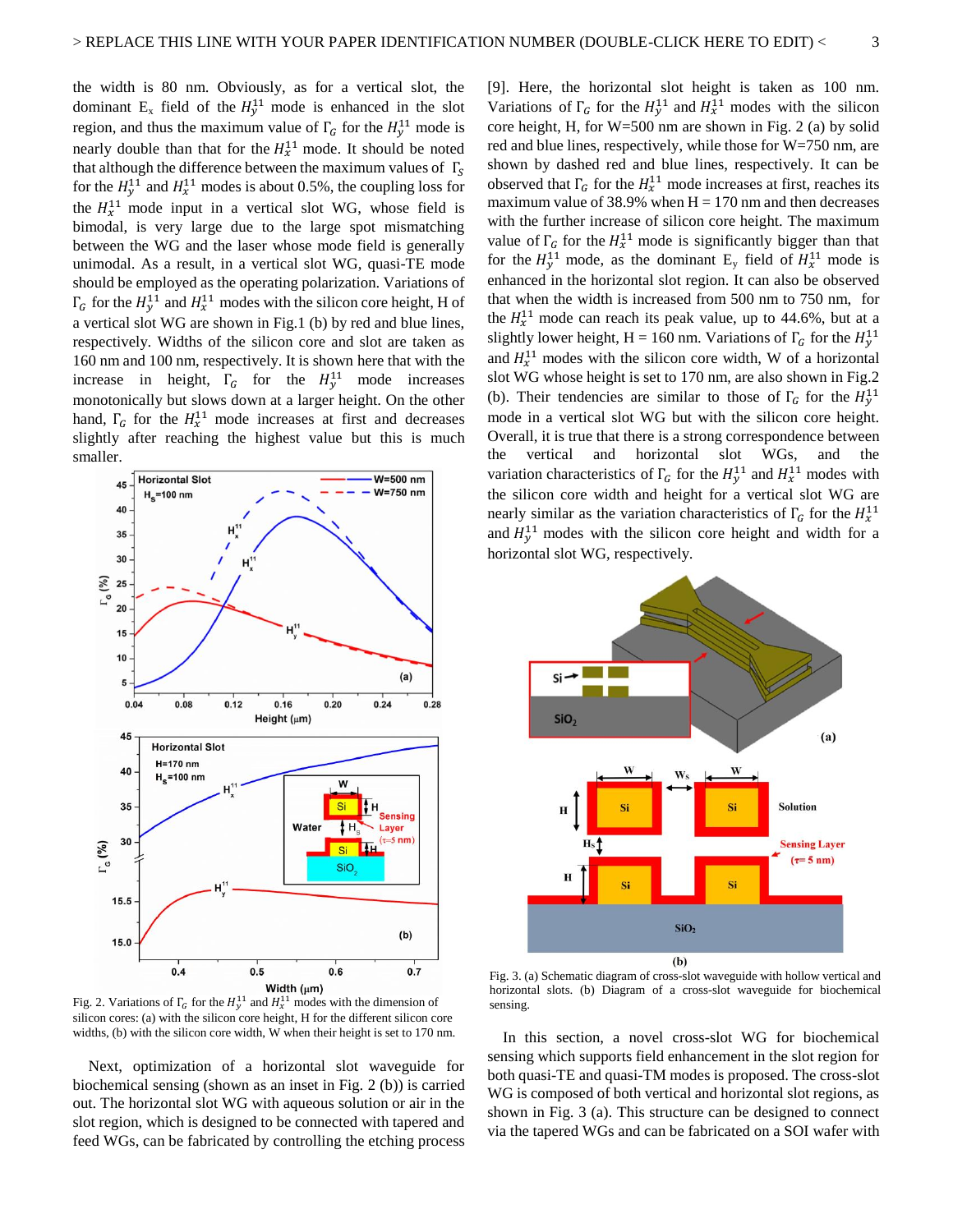the width is 80 nm. Obviously, as for a vertical slot, the dominant $E_x$ field of the $H_y^{11}$ mode is enhanced in the slot region, and thus the maximum value of $\Gamma_G$ for the $H_y^{11}$ mode is nearly double than that for the $H_x^{11}$ mode. It should be noted that although the difference between the maximum values of $\Gamma_S$ for the $H_y^{11}$ and $H_x^{11}$ modes is about 0.5%, the coupling loss for the $H_x^{11}$ mode input in a vertical slot WG, whose field is bimodal, is very large due to the large spot mismatching between the WG and the laser whose mode field is generally unimodal. As a result, in a vertical slot WG, quasi-TE mode should be employed as the operating polarization. Variations of $\Gamma_G$ for the $H_y^{11}$ and $H_x^{11}$ modes with the silicon core height, H of a vertical slot WG are shown in Fig.1 (b) by red and blue lines, respectively. Widths of the silicon core and slot are taken as 160 nm and 100 nm, respectively. It is shown here that with the increase in height, $\Gamma_G$ for the $H_y^{11}$ mode increases monotonically but slows down at a larger height. On the other hand, $\Gamma_G$ for the $H_x^{11}$ mode increases at first and decreases slightly after reaching the highest value but this is much smaller.

Fig. 2. Variations of $\Gamma_G$ for the $H_y^{11}$ and $H_x^{11}$ modes with the dimension of silicon cores: (a) with the silicon core height, H for the different silicon core widths, (b) with the silicon core width, W when their height is set to 170 nm.

Next, optimization of a horizontal slot waveguide for biochemical sensing (shown as an inset in Fig. 2 (b)) is carried out. The horizontal slot WG with aqueous solution or air in the slot region, which is designed to be connected with tapered and feed WGs, can be fabricated by controlling the etching process [9]. Here, the horizontal slot height is taken as 100 nm. Variations of $\Gamma_G$ for the $H_y^{11}$ and $H_x^{11}$ modes with the silicon core height, H, for W=500 nm are shown in Fig. 2 (a) by solid red and blue lines, respectively, while those for W=750 nm, are shown by dashed red and blue lines, respectively. It can be observed that $\Gamma_G$ for the $H_x^{11}$ mode increases at first, reaches its maximum value of 38.9% when H = 170 nm and then decreases with the further increase of silicon core height. The maximum value of $\Gamma_G$ for the $H_x^{11}$ mode is significantly bigger than that for the $H_y^{11}$ mode, as the dominant $E_y$ field of $H_x^{11}$ mode is enhanced in the horizontal slot region. It can also be observed that when the width is increased from 500 nm to 750 nm, for the $H_x^{11}$ mode can reach its peak value, up to 44.6%, but at a slightly lower height, H = 160 nm. Variations of $\Gamma_G$ for the $H_y^{11}$ and $H_x^{11}$ modes with the silicon core width, W of a horizontal slot WG whose height is set to 170 nm, are also shown in Fig.2 (b). Their tendencies are similar to those of $\Gamma_G$ for the $H_y^{11}$ mode in a vertical slot WG but with the silicon core height. Overall, it is true that there is a strong correspondence between the vertical and horizontal slot WGs, and the variation characteristics of $\Gamma_G$ for the $H_y^{11}$ and $H_x^{11}$ modes with the silicon core width and height for a vertical slot WG are nearly similar as the variation characteristics of $\Gamma_G$ for the $H_x^{11}$ and $H_y^{11}$ modes with the silicon core height and width for a horizontal slot WG, respectively.

Fig. 3. (a) Schematic diagram of cross-slot waveguide with hollow vertical and horizontal slots. (b) Diagram of a cross-slot waveguide for biochemical sensing.

In this section, a novel cross-slot WG for biochemical sensing which supports field enhancement in the slot region for both quasi-TE and quasi-TM modes is proposed. The cross-slot WG is composed of both vertical and horizontal slot regions, as shown in Fig. 3 (a). This structure can be designed to connect via the tapered WGs and can be fabricated on a SOI wafer with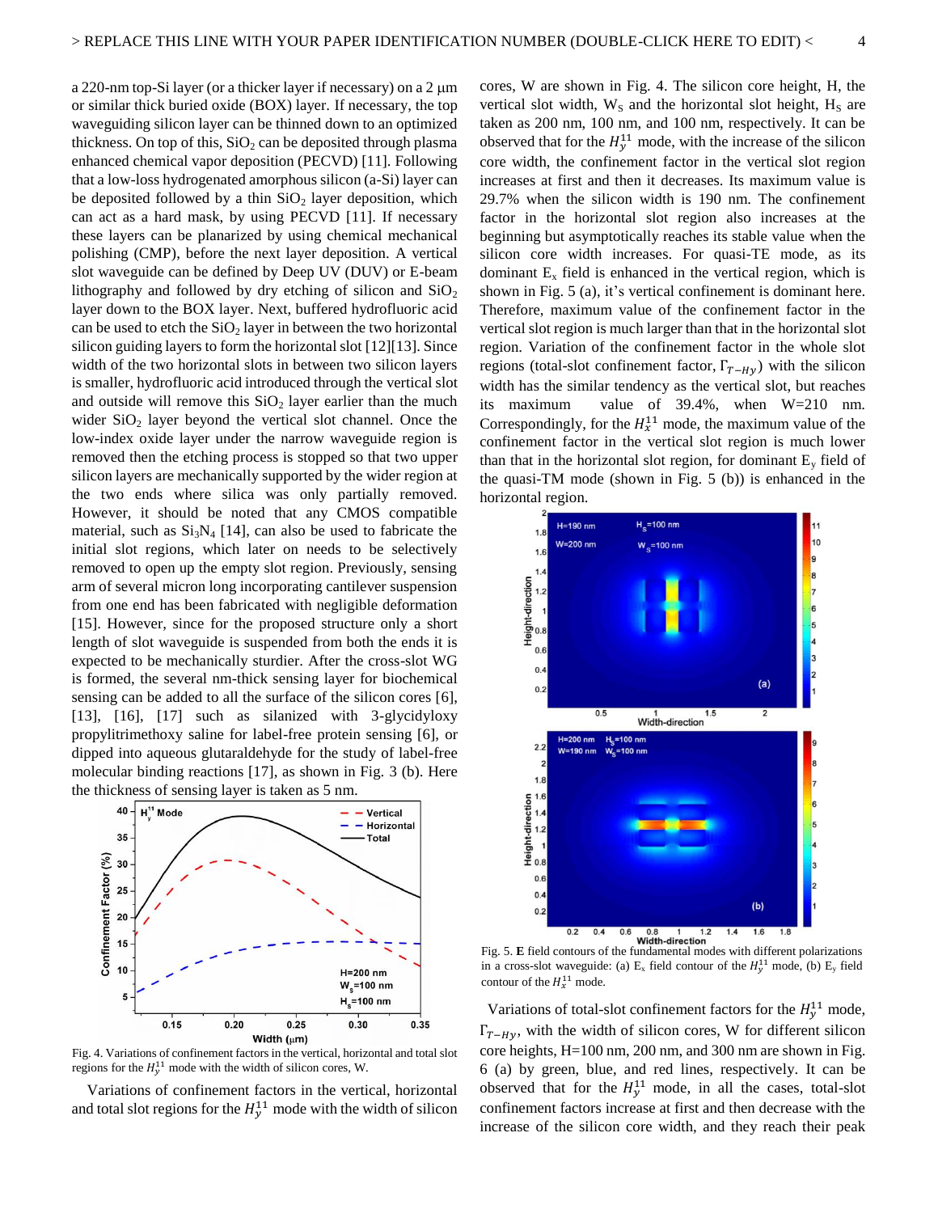a 220-nm top-Si layer (or a thicker layer if necessary) on a 2 μm or similar thick buried oxide (BOX) layer. If necessary, the top waveguiding silicon layer can be thinned down to an optimized thickness. On top of this, $SiO_2$ can be deposited through plasma enhanced chemical vapor deposition (PECVD) [11]. Following that a low-loss hydrogenated amorphous silicon (a-Si) layer can be deposited followed by a thin $SiO_2$ layer deposition, which can act as a hard mask, by using PECVD [11]. If necessary these layers can be planarized by using chemical mechanical polishing (CMP), before the next layer deposition. A vertical slot waveguide can be defined by Deep UV (DUV) or E-beam lithography and followed by dry etching of silicon and $SiO_2$ layer down to the BOX layer. Next, buffered hydrofluoric acid can be used to etch the $SiO_2$ layer in between the two horizontal silicon guiding layers to form the horizontal slot [12][13]. Since width of the two horizontal slots in between two silicon layers is smaller, hydrofluoric acid introduced through the vertical slot and outside will remove this $SiO_2$ layer earlier than the much wider $SiO_2$ layer beyond the vertical slot channel. Once the low-index oxide layer under the narrow waveguide region is removed then the etching process is stopped so that two upper silicon layers are mechanically supported by the wider region at the two ends where silica was only partially removed. However, it should be noted that any CMOS compatible material, such as $Si_3N_4$ [14], can also be used to fabricate the initial slot regions, which later on needs to be selectively removed to open up the empty slot region. Previously, sensing arm of several micron long incorporating cantilever suspension from one end has been fabricated with negligible deformation [15]. However, since for the proposed structure only a short length of slot waveguide is suspended from both the ends it is expected to be mechanically sturdier. After the cross-slot WG is formed, the several nm-thick sensing layer for biochemical sensing can be added to all the surface of the silicon cores [6], [13], [16], [17] such as silanized with 3-glycidyloxy propylitrimethoxy saline for label-free protein sensing [6], or dipped into aqueous glutaraldehyde for the study of label-free molecular binding reactions [17], as shown in Fig. 3 (b). Here the thickness of sensing layer is taken as 5 nm.

Fig. 4. Variations of confinement factors in the vertical, horizontal and total slot regions for the $H_y^{11}$ mode with the width of silicon cores, W.

Variations of confinement factors in the vertical, horizontal and total slot regions for the $H_y^{11}$ mode with the width of silicon cores, W are shown in Fig. 4. The silicon core height, H, the vertical slot width, $W_S$ and the horizontal slot height, $H_S$ are taken as 200 nm, 100 nm, and 100 nm, respectively. It can be observed that for the $H_y^{11}$ mode, with the increase of the silicon core width, the confinement factor in the vertical slot region increases at first and then it decreases. Its maximum value is 29.7% when the silicon width is 190 nm. The confinement factor in the horizontal slot region also increases at the beginning but asymptotically reaches its stable value when the silicon core width increases. For quasi-TE mode, as its dominant $E_x$ field is enhanced in the vertical region, which is shown in Fig. 5 (a), it's vertical confinement is dominant here. Therefore, maximum value of the confinement factor in the vertical slot region is much larger than that in the horizontal slot region. Variation of the confinement factor in the whole slot regions (total-slot confinement factor, $\Gamma_{T-Hy}$) with the silicon width has the similar tendency as the vertical slot, but reaches its maximum value of 39.4%, when W=210 nm. Correspondingly, for the $H_x^{11}$ mode, the maximum value of the confinement factor in the vertical slot region is much lower than that in the horizontal slot region, for dominant $E_y$ field of the quasi-TM mode (shown in Fig. 5 (b)) is enhanced in the horizontal region.

Fig. 5. **E** field contours of the fundamental modes with different polarizations in a cross-slot waveguide: (a) $E_x$ field contour of the $H_y^{11}$ mode, (b) $E_y$ field contour of the $H_x^{11}$ mode.

Variations of total-slot confinement factors for the $H_y^{11}$ mode, $\Gamma_{T-Hy}$, with the width of silicon cores, W for different silicon core heights, H=100 nm, 200 nm, and 300 nm are shown in Fig. 6 (a) by green, blue, and red lines, respectively. It can be observed that for the $H_y^{11}$ mode, in all the cases, total-slot confinement factors increase at first and then decrease with the increase of the silicon core width, and they reach their peak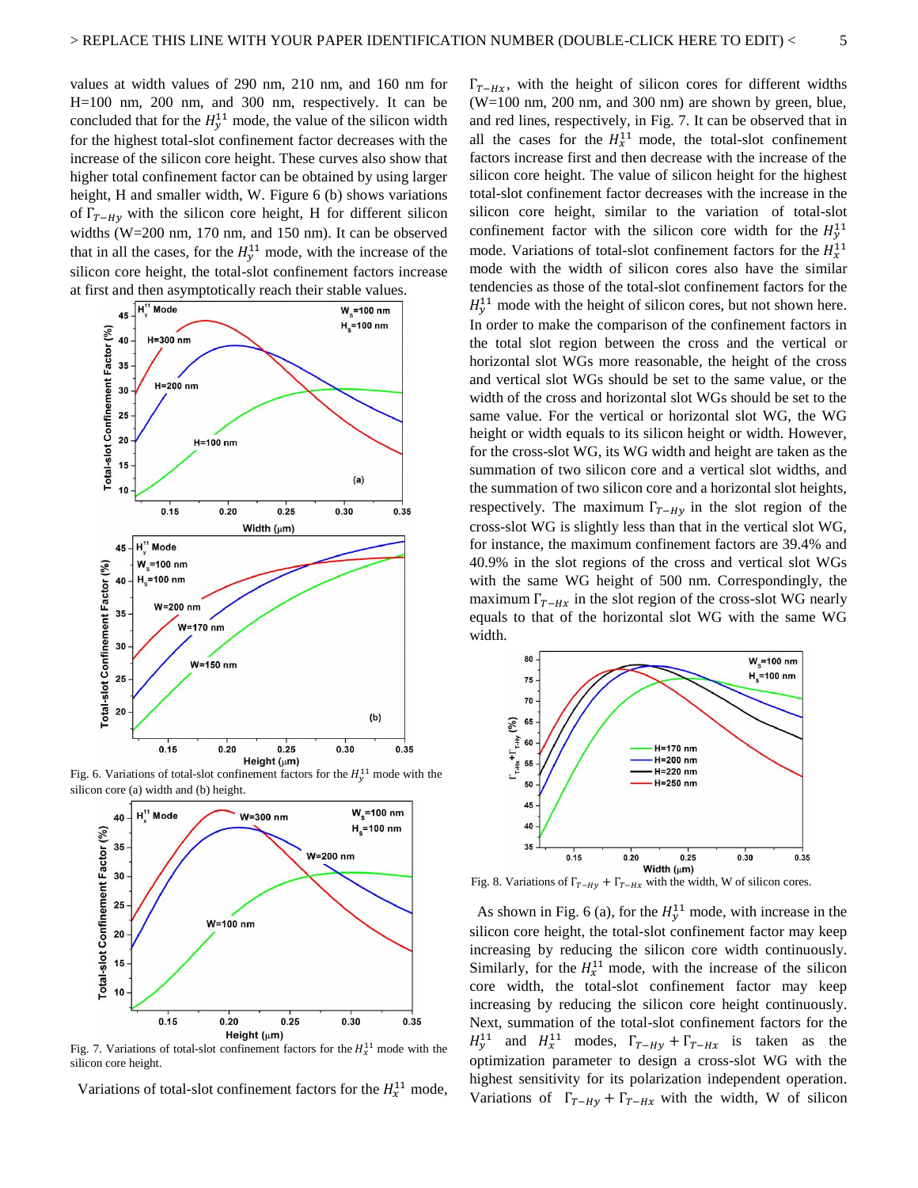values at width values of 290 nm, 210 nm, and 160 nm for H=100 nm, 200 nm, and 300 nm, respectively. It can be concluded that for the $H_y^{11}$ mode, the value of the silicon width for the highest total-slot confinement factor decreases with the increase of the silicon core height. These curves also show that higher total confinement factor can be obtained by using larger height, H and smaller width, W. Figure 6 (b) shows variations of $\Gamma_{T-Hy}$ with the silicon core height, H for different silicon widths (W=200 nm, 170 nm, and 150 nm). It can be observed that in all the cases, for the $H_y^{11}$ mode, with the increase of the silicon core height, the total-slot confinement factors increase at first and then asymptotically reach their stable values.

Fig. 6. Variations of total-slot confinement factors for the $H_y^{11}$ mode with the silicon core (a) width and (b) height.

Fig. 7. Variations of total-slot confinement factors for the $H_x^{11}$ mode with the silicon core height.

Variations of total-slot confinement factors for the $H_x^{11}$ mode, $\Gamma_{T-Hx}$, with the height of silicon cores for different widths (W=100 nm, 200 nm, and 300 nm) are shown by green, blue, and red lines, respectively, in Fig. 7. It can be observed that in all the cases for the $H_x^{11}$ mode, the total-slot confinement factors increase first and then decrease with the increase of the silicon core height. The value of silicon height for the highest total-slot confinement factor decreases with the increase in the silicon core height, similar to the variation of total-slot confinement factor with the silicon core width for the $H_y^{11}$ mode. Variations of total-slot confinement factors for the $H_x^{11}$ mode with the width of silicon cores also have the similar tendencies as those of the total-slot confinement factors for the $H_y^{11}$ mode with the height of silicon cores, but not shown here. In order to make the comparison of the confinement factors in the total slot region between the cross and the vertical or horizontal slot WGs more reasonable, the height of the cross and vertical slot WGs should be set to the same value, or the width of the cross and horizontal slot WGs should be set to the same value. For the vertical or horizontal slot WG, the WG height or width equals to its silicon height or width. However, for the cross-slot WG, its WG width and height are taken as the summation of two silicon core and a vertical slot widths, and the summation of two silicon core and a horizontal slot heights, respectively. The maximum $\Gamma_{T-Hy}$ in the slot region of the cross-slot WG is slightly less than that in the vertical slot WG, for instance, the maximum confinement factors are 39.4% and 40.9% in the slot regions of the cross and vertical slot WGs with the same WG height of 500 nm. Correspondingly, the maximum $\Gamma_{T-Hx}$ in the slot region of the cross-slot WG nearly equals to that of the horizontal slot WG with the same WG width.

Fig. 8. Variations of $\Gamma_{T-Hy} + \Gamma_{T-Hx}$ with the width, W of silicon cores.

As shown in Fig. 6 (a), for the $H_y^{11}$ mode, with increase in the silicon core height, the total-slot confinement factor may keep increasing by reducing the silicon core width continuously. Similarly, for the $H_x^{11}$ mode, with the increase of the silicon core width, the total-slot confinement factor may keep increasing by reducing the silicon core height continuously. Next, summation of the total-slot confinement factors for the $H_y^{11}$ and $H_x^{11}$ modes, $\Gamma_{T-Hy} + \Gamma_{T-Hx}$ is taken as the optimization parameter to design a cross-slot WG with the highest sensitivity for its polarization independent operation. Variations of $\Gamma_{T-Hy} + \Gamma_{T-Hx}$ with the width, W of silicon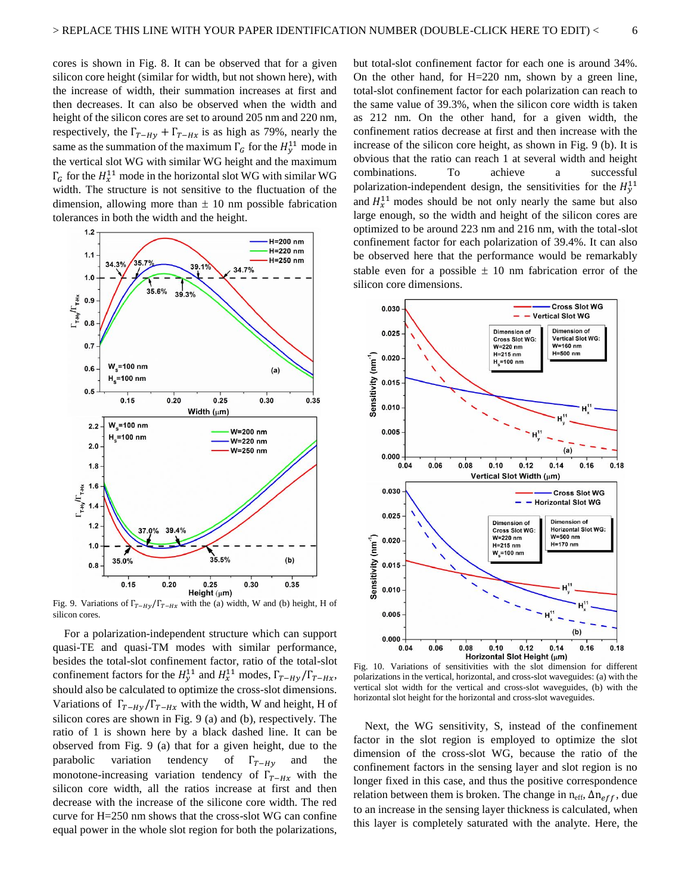cores is shown in Fig. 8. It can be observed that for a given silicon core height (similar for width, but not shown here), with the increase of width, their summation increases at first and then decreases. It can also be observed when the width and height of the silicon cores are set to around 205 nm and 220 nm, respectively, the $\Gamma_{T-Hy} + \Gamma_{T-Hx}$ is as high as 79%, nearly the same as the summation of the maximum $\Gamma_G$ for the $H_y^{11}$ mode in the vertical slot WG with similar WG height and the maximum $\Gamma_G$ for the $H_x^{11}$ mode in the horizontal slot WG with similar WG width. The structure is not sensitive to the fluctuation of the dimension, allowing more than ± 10 nm possible fabrication tolerances in both the width and the height.

Fig. 9. Variations of $\Gamma_{T-Hy}/\Gamma_{T-Hx}$ with the (a) width, W and (b) height, H of silicon cores.

For a polarization-independent structure which can support quasi-TE and quasi-TM modes with similar performance, besides the total-slot confinement factor, ratio of the total-slot confinement factors for the $H_y^{11}$ and $H_x^{11}$ modes, $\Gamma_{T-Hy}/\Gamma_{T-Hx}$, should also be calculated to optimize the cross-slot dimensions. Variations of $\Gamma_{T-Hy}/\Gamma_{T-Hx}$ with the width, W and height, H of silicon cores are shown in Fig. 9 (a) and (b), respectively. The ratio of 1 is shown here by a black dashed line. It can be observed from Fig. 9 (a) that for a given height, due to the parabolic variation tendency of $\Gamma_{T-Hy}$ and the monotone-increasing variation tendency of $\Gamma_{T-Hx}$ with the silicon core width, all the ratios increase at first and then decrease with the increase of the silicone core width. The red curve for H=250 nm shows that the cross-slot WG can confine equal power in the whole slot region for both the polarizations, but total-slot confinement factor for each one is around 34%. On the other hand, for H=220 nm, shown by a green line, total-slot confinement factor for each polarization can reach to the same value of 39.3%, when the silicon core width is taken as 212 nm. On the other hand, for a given width, the confinement ratios decrease at first and then increase with the increase of the silicon core height, as shown in Fig. 9 (b). It is obvious that the ratio can reach 1 at several width and height combinations. To achieve a successful polarization-independent design, the sensitivities for the $H_y^{11}$ and $H_x^{11}$ modes should be not only nearly the same but also large enough, so the width and height of the silicon cores are optimized to be around 223 nm and 216 nm, with the total-slot confinement factor for each polarization of 39.4%. It can also be observed here that the performance would be remarkably stable even for a possible ± 10 nm fabrication error of the silicon core dimensions.

Fig. 10. Variations of sensitivities with the slot dimension for different polarizations in the vertical, horizontal, and cross-slot waveguides: (a) with the vertical slot width for the vertical and cross-slot waveguides, (b) with the horizontal slot height for the horizontal and cross-slot waveguides.

Next, the WG sensitivity, S, instead of the confinement factor in the slot region is employed to optimize the slot dimension of the cross-slot WG, because the ratio of the confinement factors in the sensing layer and slot region is no longer fixed in this case, and thus the positive correspondence relation between them is broken. The change in $n_{eff}$, $\Delta n_{eff}$, due to an increase in the sensing layer thickness is calculated, when this layer is completely saturated with the analyte. Here, the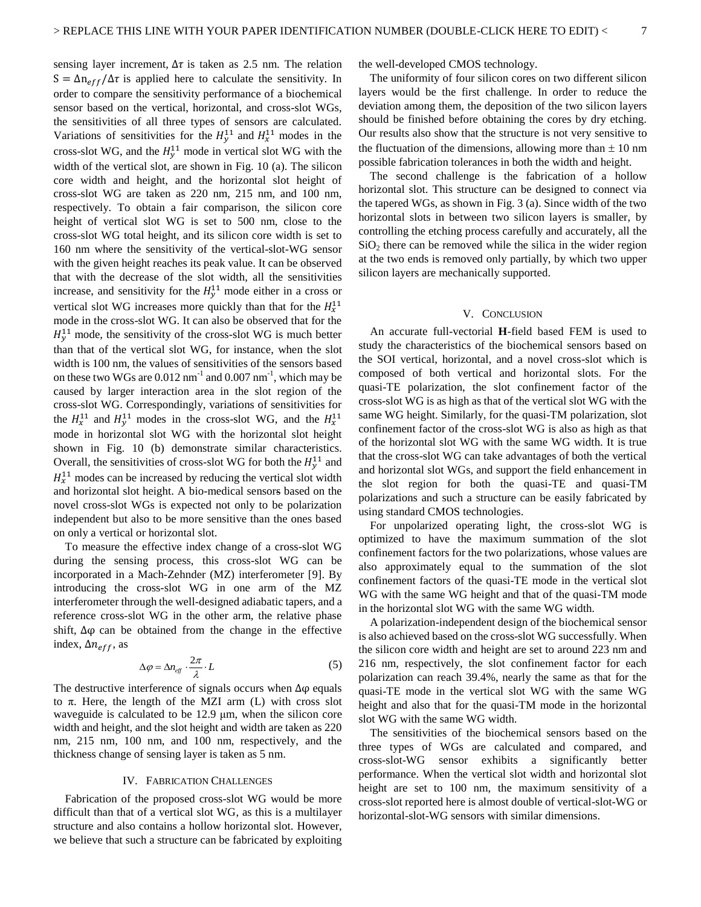sensing layer increment, $\Delta\tau$ is taken as 2.5 nm. The relation $S = \Delta n_{eff}/\Delta\tau$ is applied here to calculate the sensitivity. In order to compare the sensitivity performance of a biochemical sensor based on the vertical, horizontal, and cross-slot WGs, the sensitivities of all three types of sensors are calculated. Variations of sensitivities for the $H_y^{11}$ and $H_x^{11}$ modes in the cross-slot WG, and the $H_y^{11}$ mode in vertical slot WG with the width of the vertical slot, are shown in Fig. 10 (a). The silicon core width and height, and the horizontal slot height of cross-slot WG are taken as 220 nm, 215 nm, and 100 nm, respectively. To obtain a fair comparison, the silicon core height of vertical slot WG is set to 500 nm, close to the cross-slot WG total height, and its silicon core width is set to 160 nm where the sensitivity of the vertical-slot-WG sensor with the given height reaches its peak value. It can be observed that with the decrease of the slot width, all the sensitivities increase, and sensitivity for the $H_y^{11}$ mode either in a cross or vertical slot WG increases more quickly than that for the $H_x^{11}$ mode in the cross-slot WG. It can also be observed that for the $H_y^{11}$ mode, the sensitivity of the cross-slot WG is much better than that of the vertical slot WG, for instance, when the slot width is 100 nm, the values of sensitivities of the sensors based on these two WGs are 0.012 $nm^{-1}$ and 0.007 $nm^{-1}$, which may be caused by larger interaction area in the slot region of the cross-slot WG. Correspondingly, variations of sensitivities for the $H_x^{11}$ and $H_y^{11}$ modes in the cross-slot WG, and the $H_x^{11}$ mode in horizontal slot WG with the horizontal slot height shown in Fig. 10 (b) demonstrate similar characteristics. Overall, the sensitivities of cross-slot WG for both the $H_y^{11}$ and $H_x^{11}$ modes can be increased by reducing the vertical slot width and horizontal slot height. A bio-medical sensors based on the novel cross-slot WGs is expected not only to be polarization independent but also to be more sensitive than the ones based on only a vertical or horizontal slot.

To measure the effective index change of a cross-slot WG during the sensing process, this cross-slot WG can be incorporated in a Mach-Zehnder (MZ) interferometer [9]. By introducing the cross-slot WG in one arm of the MZ interferometer through the well-designed adiabatic tapers, and a reference cross-slot WG in the other arm, the relative phase shift, $\Delta\varphi$ can be obtained from the change in the effective index, $\Delta n_{eff}$, as

$$\Delta\varphi = \Delta n_{eff} \cdot \frac{2\pi}{\lambda} \cdot L \tag{5}$$

The destructive interference of signals occurs when $\Delta\varphi$ equals to $\pi$. Here, the length of the MZI arm (L) with cross slot waveguide is calculated to be 12.9 μm, when the silicon core width and height, and the slot height and width are taken as 220 nm, 215 nm, 100 nm, and 100 nm, respectively, and the thickness change of sensing layer is taken as 5 nm.

## IV. Fabrication Challenges

Fabrication of the proposed cross-slot WG would be more difficult than that of a vertical slot WG, as this is a multilayer structure and also contains a hollow horizontal slot. However, we believe that such a structure can be fabricated by exploiting the well-developed CMOS technology.

The uniformity of four silicon cores on two different silicon layers would be the first challenge. In order to reduce the deviation among them, the deposition of the two silicon layers should be finished before obtaining the cores by dry etching. Our results also show that the structure is not very sensitive to the fluctuation of the dimensions, allowing more than ± 10 nm possible fabrication tolerances in both the width and height.

The second challenge is the fabrication of a hollow horizontal slot. This structure can be designed to connect via the tapered WGs, as shown in Fig. 3 (a). Since width of the two horizontal slots in between two silicon layers is smaller, by controlling the etching process carefully and accurately, all the $SiO_2$ there can be removed while the silica in the wider region at the two ends is removed only partially, by which two upper silicon layers are mechanically supported.

## V. Conclusion

An accurate full-vectorial **H**-field based FEM is used to study the characteristics of the biochemical sensors based on the SOI vertical, horizontal, and a novel cross-slot which is composed of both vertical and horizontal slots. For the quasi-TE polarization, the slot confinement factor of the cross-slot WG is as high as that of the vertical slot WG with the same WG height. Similarly, for the quasi-TM polarization, slot confinement factor of the cross-slot WG is also as high as that of the horizontal slot WG with the same WG width. It is true that the cross-slot WG can take advantages of both the vertical and horizontal slot WGs, and support the field enhancement in the slot region for both the quasi-TE and quasi-TM polarizations and such a structure can be easily fabricated by using standard CMOS technologies.

For unpolarized operating light, the cross-slot WG is optimized to have the maximum summation of the slot confinement factors for the two polarizations, whose values are also approximately equal to the summation of the slot confinement factors of the quasi-TE mode in the vertical slot WG with the same WG height and that of the quasi-TM mode in the horizontal slot WG with the same WG width.

A polarization-independent design of the biochemical sensor is also achieved based on the cross-slot WG successfully. When the silicon core width and height are set to around 223 nm and 216 nm, respectively, the slot confinement factor for each polarization can reach 39.4%, nearly the same as that for the quasi-TE mode in the vertical slot WG with the same WG height and also that for the quasi-TM mode in the horizontal slot WG with the same WG width.

The sensitivities of the biochemical sensors based on the three types of WGs are calculated and compared, and cross-slot-WG sensor exhibits a significantly better performance. When the vertical slot width and horizontal slot height are set to 100 nm, the maximum sensitivity of a cross-slot reported here is almost double of vertical-slot-WG or horizontal-slot-WG sensors with similar dimensions.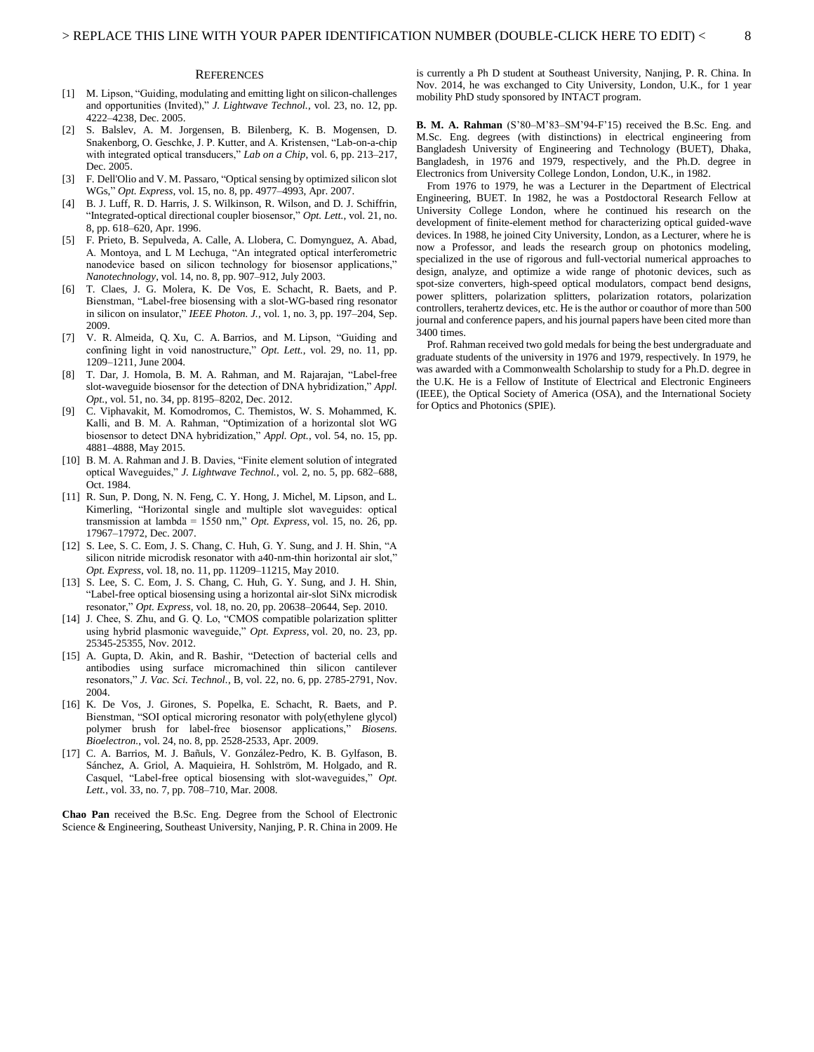## References

[1] M. Lipson, "Guiding, modulating and emitting light on silicon-challenges and opportunities (Invited)," *J. Lightwave Technol.*, vol. 23, no. 12, pp. 4222–4238, Dec. 2005.

[2] S. Balslev, A. M. Jorgensen, B. Bilenberg, K. B. Mogensen, D. Snakenborg, O. Geschke, J. P. Kutter, and A. Kristensen, "Lab-on-a-chip with integrated optical transducers," *Lab on a Chip*, vol. 6, pp. 213–217, Dec. 2005.

[3] F. Dell'Olio and V. M. Passaro, "Optical sensing by optimized silicon slot WGs," *Opt. Express*, vol. 15, no. 8, pp. 4977–4993, Apr. 2007.

[4] B. J. Luff, R. D. Harris, J. S. Wilkinson, R. Wilson, and D. J. Schiffrin, "Integrated-optical directional coupler biosensor," *Opt. Lett.*, vol. 21, no. 8, pp. 618–620, Apr. 1996.

[5] F. Prieto, B. Sepulveda, A. Calle, A. Llobera, C. Domynguez, A. Abad, A. Montoya, and L M Lechuga, "An integrated optical interferometric nanodevice based on silicon technology for biosensor applications," *Nanotechnology*, vol. 14, no. 8, pp. 907–912, July 2003.

[6] T. Claes, J. G. Molera, K. De Vos, E. Schacht, R. Baets, and P. Bienstman, "Label-free biosensing with a slot-WG-based ring resonator in silicon on insulator," *IEEE Photon. J.*, vol. 1, no. 3, pp. 197–204, Sep. 2009.

[7] V. R. Almeida, Q. Xu, C. A. Barrios, and M. Lipson, "Guiding and confining light in void nanostructure," *Opt. Lett.*, vol. 29, no. 11, pp. 1209–1211, June 2004.

[8] T. Dar, J. Homola, B. M. A. Rahman, and M. Rajarajan, "Label-free slot-waveguide biosensor for the detection of DNA hybridization," *Appl. Opt.*, vol. 51, no. 34, pp. 8195–8202, Dec. 2012.

[9] C. Viphavakit, M. Komodromos, C. Themistos, W. S. Mohammed, K. Kalli, and B. M. A. Rahman, "Optimization of a horizontal slot WG biosensor to detect DNA hybridization," *Appl. Opt.*, vol. 54, no. 15, pp. 4881–4888, May 2015.

[10] B. M. A. Rahman and J. B. Davies, "Finite element solution of integrated optical Waveguides," *J. Lightwave Technol.*, vol. 2, no. 5, pp. 682–688, Oct. 1984.

[11] R. Sun, P. Dong, N. N. Feng, C. Y. Hong, J. Michel, M. Lipson, and L. Kimerling, "Horizontal single and multiple slot waveguides: optical transmission at lambda = 1550 nm," *Opt. Express*, vol. 15, no. 26, pp. 17967–17972, Dec. 2007.

[12] S. Lee, S. C. Eom, J. S. Chang, C. Huh, G. Y. Sung, and J. H. Shin, "A silicon nitride microdisk resonator with a40-nm-thin horizontal air slot," *Opt. Express*, vol. 18, no. 11, pp. 11209–11215, May 2010.

[13] S. Lee, S. C. Eom, J. S. Chang, C. Huh, G. Y. Sung, and J. H. Shin, "Label-free optical biosensing using a horizontal air-slot SiNx microdisk resonator," *Opt. Express*, vol. 18, no. 20, pp. 20638–20644, Sep. 2010.

[14] J. Chee, S. Zhu, and G. Q. Lo, "CMOS compatible polarization splitter using hybrid plasmonic waveguide," *Opt. Express*, vol. 20, no. 23, pp. 25345-25355, Nov. 2012.

[15] A. Gupta, D. Akin, and R. Bashir, "Detection of bacterial cells and antibodies using surface micromachined thin silicon cantilever resonators," *J. Vac. Sci. Technol.*, B, vol. 22, no. 6, pp. 2785-2791, Nov. 2004.

[16] K. De Vos, J. Girones, S. Popelka, E. Schacht, R. Baets, and P. Bienstman, "SOI optical microring resonator with poly(ethylene glycol) polymer brush for label-free biosensor applications," *Biosens. Bioelectron.*, vol. 24, no. 8, pp. 2528-2533, Apr. 2009.

[17] C. A. Barrios, M. J. Bañuls, V. González-Pedro, K. B. Gylfason, B. Sánchez, A. Griol, A. Maquieira, H. Sohlström, M. Holgado, and R. Casquel, "Label-free optical biosensing with slot-waveguides," *Opt. Lett.*, vol. 33, no. 7, pp. 708–710, Mar. 2008.

**Chao Pan** received the B.Sc. Eng. Degree from the School of Electronic Science & Engineering, Southeast University, Nanjing, P. R. China in 2009. He is currently a Ph D student at Southeast University, Nanjing, P. R. China. In Nov. 2014, he was exchanged to City University, London, U.K., for 1 year mobility PhD study sponsored by INTACT program.

**B. M. A. Rahman** (S'80–M'83–SM'94-F'15) received the B.Sc. Eng. and M.Sc. Eng. degrees (with distinctions) in electrical engineering from Bangladesh University of Engineering and Technology (BUET), Dhaka, Bangladesh, in 1976 and 1979, respectively, and the Ph.D. degree in Electronics from University College London, London, U.K., in 1982.

From 1976 to 1979, he was a Lecturer in the Department of Electrical Engineering, BUET. In 1982, he was a Postdoctoral Research Fellow at University College London, where he continued his research on the development of finite-element method for characterizing optical guided-wave devices. In 1988, he joined City University, London, as a Lecturer, where he is now a Professor, and leads the research group on photonics modeling, specialized in the use of rigorous and full-vectorial numerical approaches to design, analyze, and optimize a wide range of photonic devices, such as spot-size converters, high-speed optical modulators, compact bend designs, power splitters, polarization splitters, polarization rotators, polarization controllers, terahertz devices, etc. He is the author or coauthor of more than 500 journal and conference papers, and his journal papers have been cited more than 3400 times.

Prof. Rahman received two gold medals for being the best undergraduate and graduate students of the university in 1976 and 1979, respectively. In 1979, he was awarded with a Commonwealth Scholarship to study for a Ph.D. degree in the U.K. He is a Fellow of Institute of Electrical and Electronic Engineers (IEEE), the Optical Society of America (OSA), and the International Society for Optics and Photonics (SPIE).